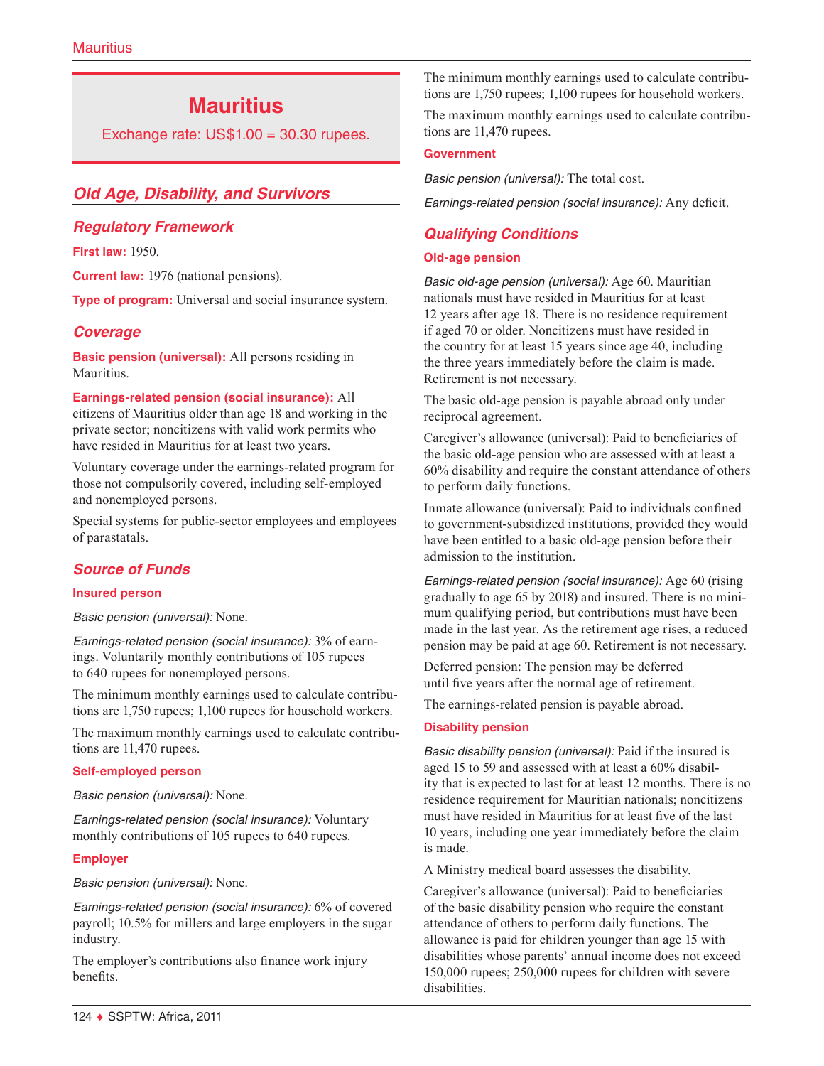# Mauritius

Exchange rate: US$1.00 = 30.30 rupees.

## Old Age, Disability, and Survivors

### Regulatory Framework

**First law:** 1950.

**Current law:** 1976 (national pensions).

**Type of program:** Universal and social insurance system.

### Coverage

**Basic pension (universal):** All persons residing in Mauritius.

**Earnings-related pension (social insurance):** All citizens of Mauritius older than age 18 and working in the private sector; noncitizens with valid work permits who have resided in Mauritius for at least two years.

Voluntary coverage under the earnings-related program for those not compulsorily covered, including self-employed and nonemployed persons.

Special systems for public-sector employees and employees of parastatals.

### Source of Funds

**Insured person**

*Basic pension (universal):* None.

*Earnings-related pension (social insurance):* 3% of earnings. Voluntarily monthly contributions of 105 rupees to 640 rupees for nonemployed persons.

The minimum monthly earnings used to calculate contributions are 1,750 rupees; 1,100 rupees for household workers.

The maximum monthly earnings used to calculate contributions are 11,470 rupees.

**Self-employed person**

*Basic pension (universal):* None.

*Earnings-related pension (social insurance):* Voluntary monthly contributions of 105 rupees to 640 rupees.

**Employer**

*Basic pension (universal):* None.

*Earnings-related pension (social insurance):* 6% of covered payroll; 10.5% for millers and large employers in the sugar industry.

The employer's contributions also finance work injury benefits.

The minimum monthly earnings used to calculate contributions are 1,750 rupees; 1,100 rupees for household workers.

The maximum monthly earnings used to calculate contributions are 11,470 rupees.

**Government**

*Basic pension (universal):* The total cost.

*Earnings-related pension (social insurance):* Any deficit.

### Qualifying Conditions

**Old-age pension**

*Basic old-age pension (universal):* Age 60. Mauritian nationals must have resided in Mauritius for at least 12 years after age 18. There is no residence requirement if aged 70 or older. Noncitizens must have resided in the country for at least 15 years since age 40, including the three years immediately before the claim is made. Retirement is not necessary.

The basic old-age pension is payable abroad only under reciprocal agreement.

Caregiver's allowance (universal): Paid to beneficiaries of the basic old-age pension who are assessed with at least a 60% disability and require the constant attendance of others to perform daily functions.

Inmate allowance (universal): Paid to individuals confined to government-subsidized institutions, provided they would have been entitled to a basic old-age pension before their admission to the institution.

*Earnings-related pension (social insurance):* Age 60 (rising gradually to age 65 by 2018) and insured. There is no minimum qualifying period, but contributions must have been made in the last year. As the retirement age rises, a reduced pension may be paid at age 60. Retirement is not necessary.

Deferred pension: The pension may be deferred until five years after the normal age of retirement.

The earnings-related pension is payable abroad.

**Disability pension**

*Basic disability pension (universal):* Paid if the insured is aged 15 to 59 and assessed with at least a 60% disability that is expected to last for at least 12 months. There is no residence requirement for Mauritian nationals; noncitizens must have resided in Mauritius for at least five of the last 10 years, including one year immediately before the claim is made.

A Ministry medical board assesses the disability.

Caregiver's allowance (universal): Paid to beneficiaries of the basic disability pension who require the constant attendance of others to perform daily functions. The allowance is paid for children younger than age 15 with disabilities whose parents' annual income does not exceed 150,000 rupees; 250,000 rupees for children with severe disabilities.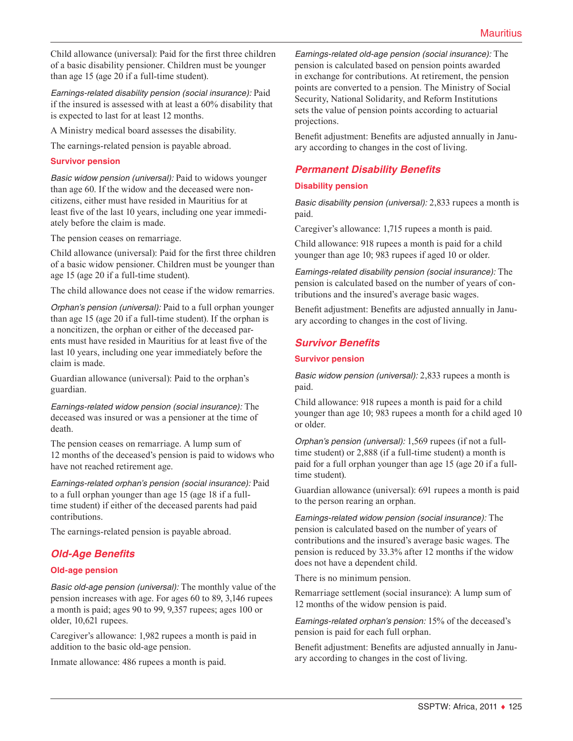Child allowance (universal): Paid for the first three children of a basic disability pensioner. Children must be younger than age 15 (age 20 if a full-time student).

*Earnings-related disability pension (social insurance):* Paid if the insured is assessed with at least a 60% disability that is expected to last for at least 12 months.

A Ministry medical board assesses the disability.

The earnings-related pension is payable abroad.

### Survivor pension

*Basic widow pension (universal):* Paid to widows younger than age 60. If the widow and the deceased were noncitizens, either must have resided in Mauritius for at least five of the last 10 years, including one year immediately before the claim is made.

The pension ceases on remarriage.

Child allowance (universal): Paid for the first three children of a basic widow pensioner. Children must be younger than age 15 (age 20 if a full-time student).

The child allowance does not cease if the widow remarries.

*Orphan's pension (universal):* Paid to a full orphan younger than age 15 (age 20 if a full-time student). If the orphan is a noncitizen, the orphan or either of the deceased parents must have resided in Mauritius for at least five of the last 10 years, including one year immediately before the claim is made.

Guardian allowance (universal): Paid to the orphan's guardian.

*Earnings-related widow pension (social insurance):* The deceased was insured or was a pensioner at the time of death.

The pension ceases on remarriage. A lump sum of 12 months of the deceased's pension is paid to widows who have not reached retirement age.

*Earnings-related orphan's pension (social insurance):* Paid to a full orphan younger than age 15 (age 18 if a full-time student) if either of the deceased parents had paid contributions.

The earnings-related pension is payable abroad.

## *Old-Age Benefits*

### Old-age pension

*Basic old-age pension (universal):* The monthly value of the pension increases with age. For ages 60 to 89, 3,146 rupees a month is paid; ages 90 to 99, 9,357 rupees; ages 100 or older, 10,621 rupees.

Caregiver's allowance: 1,982 rupees a month is paid in addition to the basic old-age pension.

Inmate allowance: 486 rupees a month is paid.

*Earnings-related old-age pension (social insurance):* The pension is calculated based on pension points awarded in exchange for contributions. At retirement, the pension points are converted to a pension. The Ministry of Social Security, National Solidarity, and Reform Institutions sets the value of pension points according to actuarial projections.

Benefit adjustment: Benefits are adjusted annually in January according to changes in the cost of living.

## *Permanent Disability Benefits*

### Disability pension

*Basic disability pension (universal):* 2,833 rupees a month is paid.

Caregiver's allowance: 1,715 rupees a month is paid.

Child allowance: 918 rupees a month is paid for a child younger than age 10; 983 rupees if aged 10 or older.

*Earnings-related disability pension (social insurance):* The pension is calculated based on the number of years of contributions and the insured's average basic wages.

Benefit adjustment: Benefits are adjusted annually in January according to changes in the cost of living.

## *Survivor Benefits*

### Survivor pension

*Basic widow pension (universal):* 2,833 rupees a month is paid.

Child allowance: 918 rupees a month is paid for a child younger than age 10; 983 rupees a month for a child aged 10 or older.

*Orphan's pension (universal):* 1,569 rupees (if not a full-time student) or 2,888 (if a full-time student) a month is paid for a full orphan younger than age 15 (age 20 if a full-time student).

Guardian allowance (universal): 691 rupees a month is paid to the person rearing an orphan.

*Earnings-related widow pension (social insurance):* The pension is calculated based on the number of years of contributions and the insured's average basic wages. The pension is reduced by 33.3% after 12 months if the widow does not have a dependent child.

There is no minimum pension.

Remarriage settlement (social insurance): A lump sum of 12 months of the widow pension is paid.

*Earnings-related orphan's pension:* 15% of the deceased's pension is paid for each full orphan.

Benefit adjustment: Benefits are adjusted annually in January according to changes in the cost of living.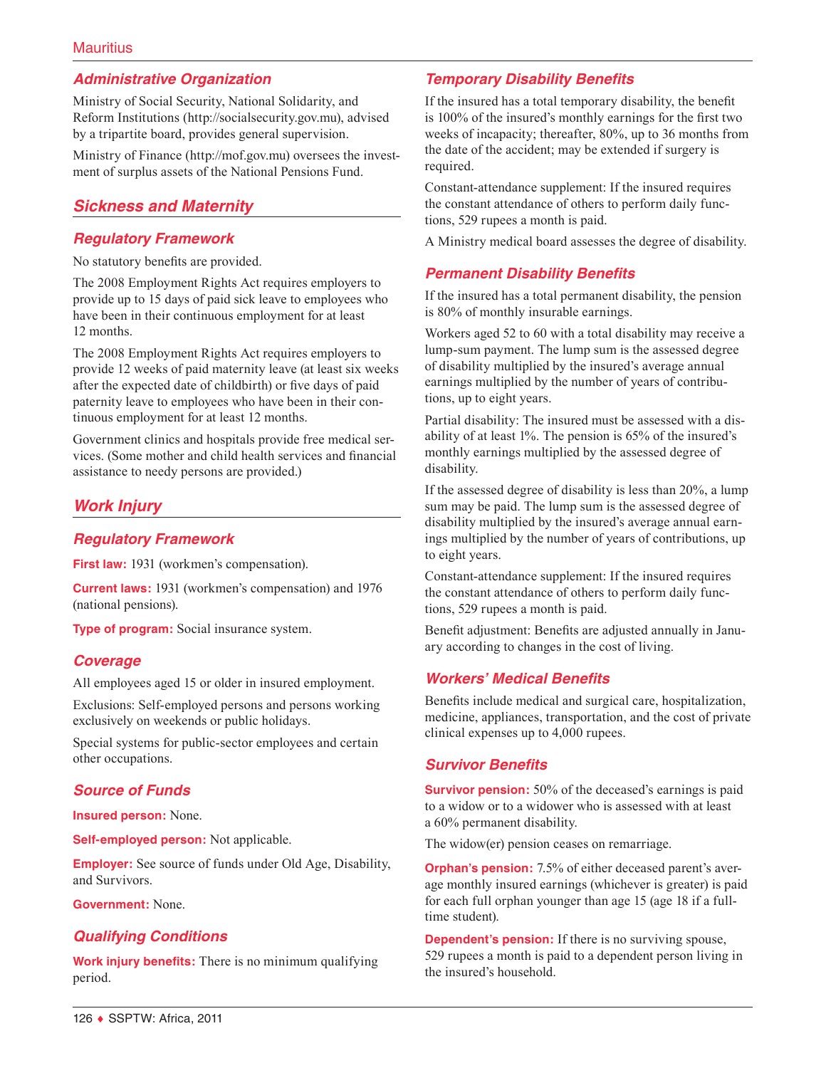## Administrative Organization

Ministry of Social Security, National Solidarity, and Reform Institutions (http://socialsecurity.gov.mu), advised by a tripartite board, provides general supervision.

Ministry of Finance (http://mof.gov.mu) oversees the investment of surplus assets of the National Pensions Fund.

# Sickness and Maternity

## Regulatory Framework

No statutory benefits are provided.

The 2008 Employment Rights Act requires employers to provide up to 15 days of paid sick leave to employees who have been in their continuous employment for at least 12 months.

The 2008 Employment Rights Act requires employers to provide 12 weeks of paid maternity leave (at least six weeks after the expected date of childbirth) or five days of paid paternity leave to employees who have been in their continuous employment for at least 12 months.

Government clinics and hospitals provide free medical services. (Some mother and child health services and financial assistance to needy persons are provided.)

# Work Injury

## Regulatory Framework

**First law:** 1931 (workmen's compensation).

**Current laws:** 1931 (workmen's compensation) and 1976 (national pensions).

**Type of program:** Social insurance system.

## Coverage

All employees aged 15 or older in insured employment.

Exclusions: Self-employed persons and persons working exclusively on weekends or public holidays.

Special systems for public-sector employees and certain other occupations.

## Source of Funds

**Insured person:** None.

**Self-employed person:** Not applicable.

**Employer:** See source of funds under Old Age, Disability, and Survivors.

**Government:** None.

## Qualifying Conditions

**Work injury benefits:** There is no minimum qualifying period.

## Temporary Disability Benefits

If the insured has a total temporary disability, the benefit is 100% of the insured's monthly earnings for the first two weeks of incapacity; thereafter, 80%, up to 36 months from the date of the accident; may be extended if surgery is required.

Constant-attendance supplement: If the insured requires the constant attendance of others to perform daily functions, 529 rupees a month is paid.

A Ministry medical board assesses the degree of disability.

## Permanent Disability Benefits

If the insured has a total permanent disability, the pension is 80% of monthly insurable earnings.

Workers aged 52 to 60 with a total disability may receive a lump-sum payment. The lump sum is the assessed degree of disability multiplied by the insured's average annual earnings multiplied by the number of years of contributions, up to eight years.

Partial disability: The insured must be assessed with a disability of at least 1%. The pension is 65% of the insured's monthly earnings multiplied by the assessed degree of disability.

If the assessed degree of disability is less than 20%, a lump sum may be paid. The lump sum is the assessed degree of disability multiplied by the insured's average annual earnings multiplied by the number of years of contributions, up to eight years.

Constant-attendance supplement: If the insured requires the constant attendance of others to perform daily functions, 529 rupees a month is paid.

Benefit adjustment: Benefits are adjusted annually in January according to changes in the cost of living.

## Workers' Medical Benefits

Benefits include medical and surgical care, hospitalization, medicine, appliances, transportation, and the cost of private clinical expenses up to 4,000 rupees.

## Survivor Benefits

**Survivor pension:** 50% of the deceased's earnings is paid to a widow or to a widower who is assessed with at least a 60% permanent disability.

The widow(er) pension ceases on remarriage.

**Orphan's pension:** 7.5% of either deceased parent's average monthly insured earnings (whichever is greater) is paid for each full orphan younger than age 15 (age 18 if a full-time student).

**Dependent's pension:** If there is no surviving spouse, 529 rupees a month is paid to a dependent person living in the insured's household.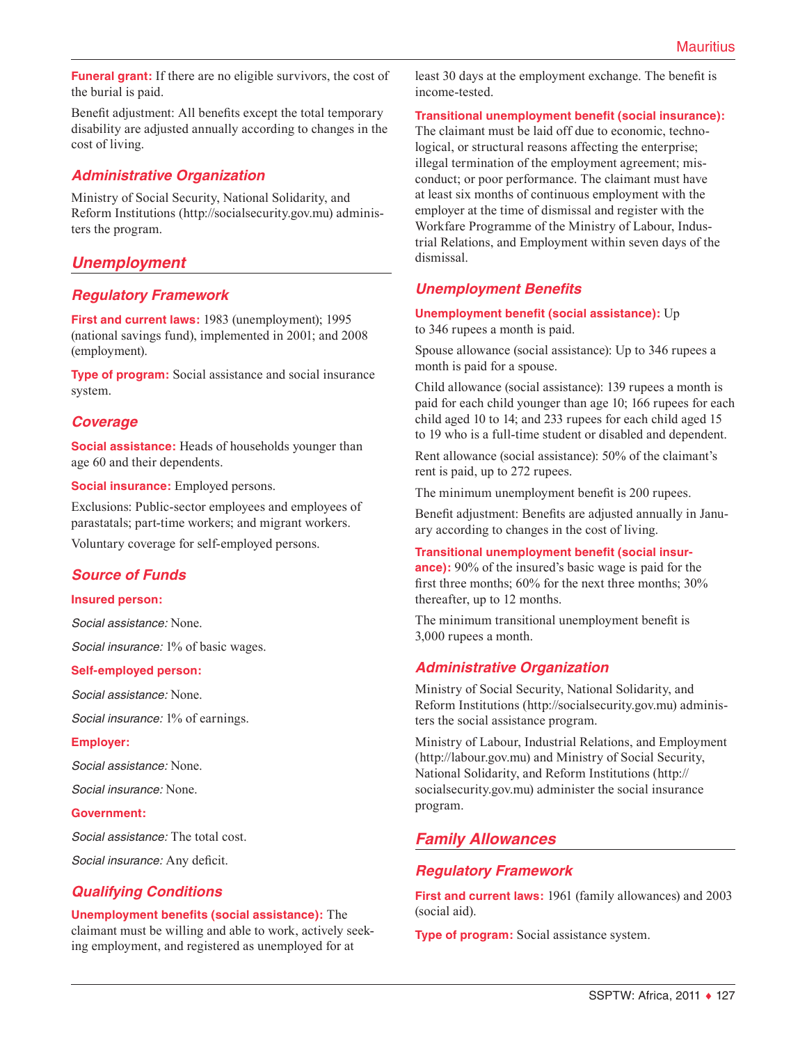**Funeral grant:** If there are no eligible survivors, the cost of the burial is paid.

Benefit adjustment: All benefits except the total temporary disability are adjusted annually according to changes in the cost of living.

### *Administrative Organization*

Ministry of Social Security, National Solidarity, and Reform Institutions (http://socialsecurity.gov.mu) administers the program.

## *Unemployment*

### *Regulatory Framework*

**First and current laws:** 1983 (unemployment); 1995 (national savings fund), implemented in 2001; and 2008 (employment).

**Type of program:** Social assistance and social insurance system.

### *Coverage*

**Social assistance:** Heads of households younger than age 60 and their dependents.

**Social insurance:** Employed persons.

Exclusions: Public-sector employees and employees of parastatals; part-time workers; and migrant workers.

Voluntary coverage for self-employed persons.

### *Source of Funds*

**Insured person:**

*Social assistance:* None.

*Social insurance:* 1% of basic wages.

**Self-employed person:**

*Social assistance:* None.

*Social insurance:* 1% of earnings.

**Employer:**

*Social assistance:* None.

*Social insurance:* None.

**Government:**

*Social assistance:* The total cost.

*Social insurance:* Any deficit.

### *Qualifying Conditions*

**Unemployment benefits (social assistance):** The claimant must be willing and able to work, actively seeking employment, and registered as unemployed for at least 30 days at the employment exchange. The benefit is income-tested.

**Transitional unemployment benefit (social insurance):** The claimant must be laid off due to economic, technological, or structural reasons affecting the enterprise; illegal termination of the employment agreement; misconduct; or poor performance. The claimant must have at least six months of continuous employment with the employer at the time of dismissal and register with the Workfare Programme of the Ministry of Labour, Industrial Relations, and Employment within seven days of the dismissal.

### *Unemployment Benefits*

**Unemployment benefit (social assistance):** Up to 346 rupees a month is paid.

Spouse allowance (social assistance): Up to 346 rupees a month is paid for a spouse.

Child allowance (social assistance): 139 rupees a month is paid for each child younger than age 10; 166 rupees for each child aged 10 to 14; and 233 rupees for each child aged 15 to 19 who is a full-time student or disabled and dependent.

Rent allowance (social assistance): 50% of the claimant's rent is paid, up to 272 rupees.

The minimum unemployment benefit is 200 rupees.

Benefit adjustment: Benefits are adjusted annually in January according to changes in the cost of living.

**Transitional unemployment benefit (social insurance):** 90% of the insured's basic wage is paid for the first three months; 60% for the next three months; 30% thereafter, up to 12 months.

The minimum transitional unemployment benefit is 3,000 rupees a month.

### *Administrative Organization*

Ministry of Social Security, National Solidarity, and Reform Institutions (http://socialsecurity.gov.mu) administers the social assistance program.

Ministry of Labour, Industrial Relations, and Employment (http://labour.gov.mu) and Ministry of Social Security, National Solidarity, and Reform Institutions (http://socialsecurity.gov.mu) administer the social insurance program.

## *Family Allowances*

### *Regulatory Framework*

**First and current laws:** 1961 (family allowances) and 2003 (social aid).

**Type of program:** Social assistance system.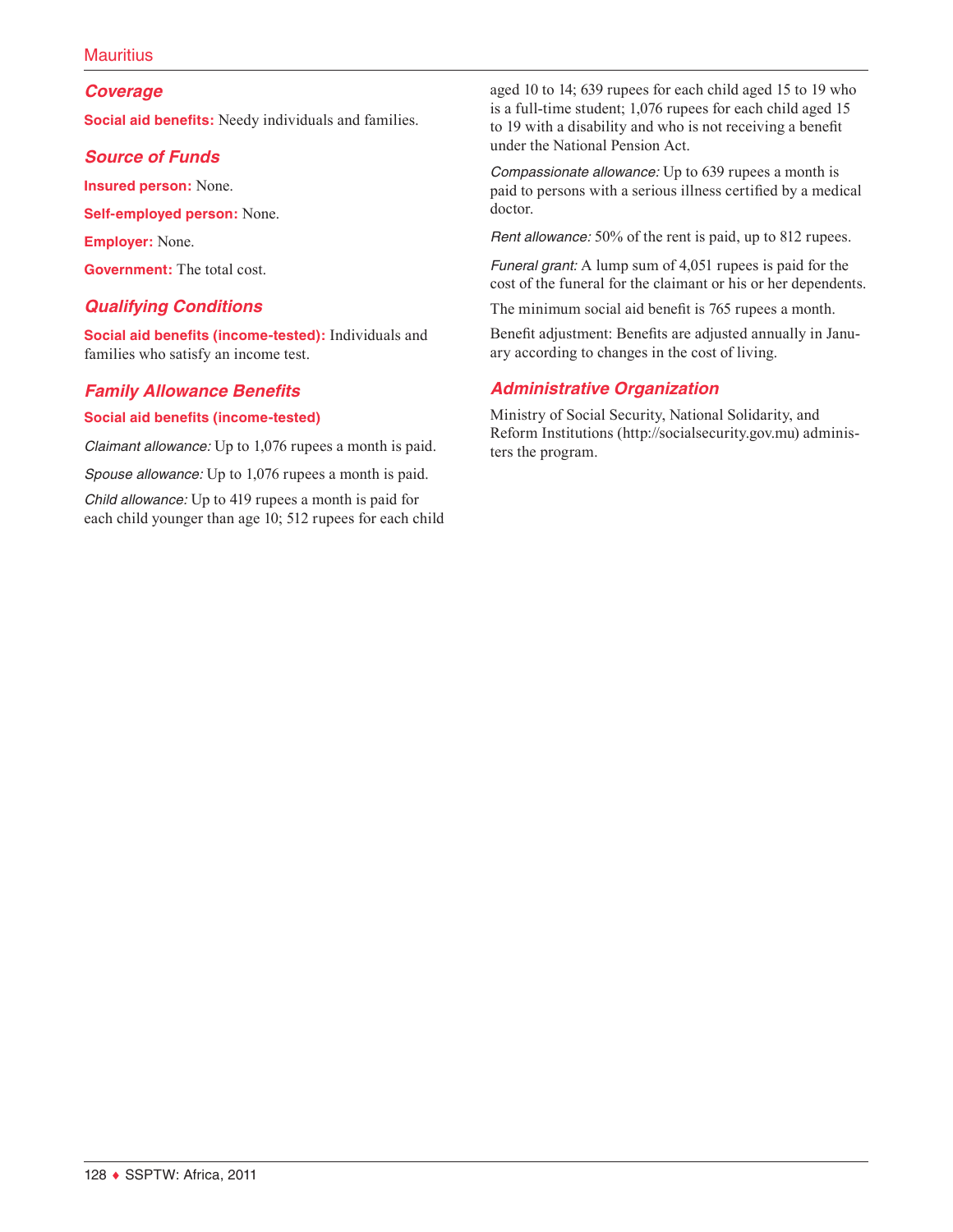## Coverage

**Social aid benefits:** Needy individuals and families.

## Source of Funds

**Insured person:** None.

**Self-employed person:** None.

**Employer:** None.

**Government:** The total cost.

## Qualifying Conditions

**Social aid benefits (income-tested):** Individuals and families who satisfy an income test.

## Family Allowance Benefits

**Social aid benefits (income-tested)**

*Claimant allowance:* Up to 1,076 rupees a month is paid.

*Spouse allowance:* Up to 1,076 rupees a month is paid.

*Child allowance:* Up to 419 rupees a month is paid for each child younger than age 10; 512 rupees for each child aged 10 to 14; 639 rupees for each child aged 15 to 19 who is a full-time student; 1,076 rupees for each child aged 15 to 19 with a disability and who is not receiving a benefit under the National Pension Act.

*Compassionate allowance:* Up to 639 rupees a month is paid to persons with a serious illness certified by a medical doctor.

*Rent allowance:* 50% of the rent is paid, up to 812 rupees.

*Funeral grant:* A lump sum of 4,051 rupees is paid for the cost of the funeral for the claimant or his or her dependents.

The minimum social aid benefit is 765 rupees a month.

Benefit adjustment: Benefits are adjusted annually in January according to changes in the cost of living.

## Administrative Organization

Ministry of Social Security, National Solidarity, and Reform Institutions (http://socialsecurity.gov.mu) administers the program.